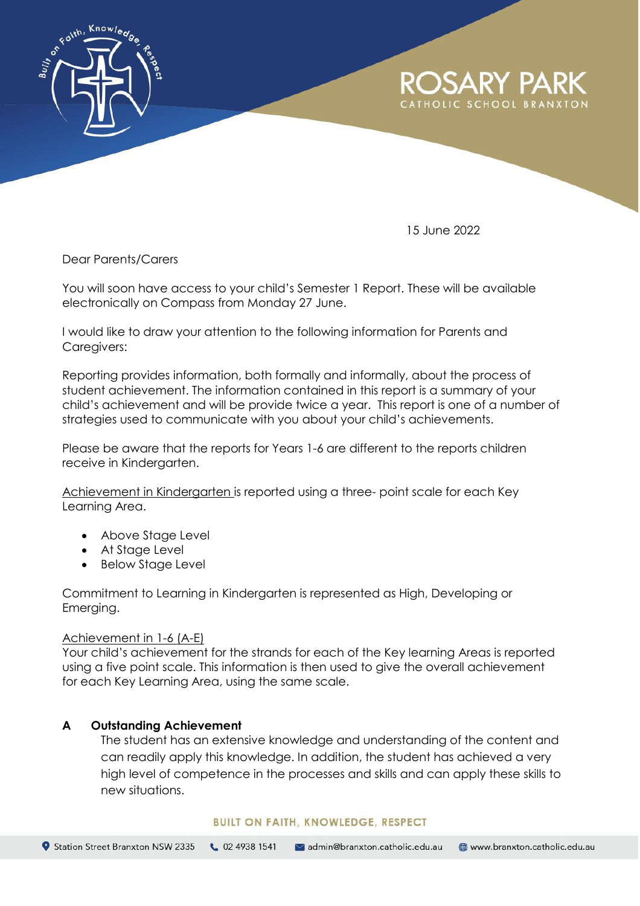# ROSARY PARK
CATHOLIC SCHOOL BRANXTON

15 June 2022

Dear Parents/Carers

You will soon have access to your child's Semester 1 Report. These will be available electronically on Compass from Monday 27 June.

I would like to draw your attention to the following information for Parents and Caregivers:

Reporting provides information, both formally and informally, about the process of student achievement. The information contained in this report is a summary of your child's achievement and will be provide twice a year. This report is one of a number of strategies used to communicate with you about your child's achievements.

Please be aware that the reports for Years 1-6 are different to the reports children receive in Kindergarten.

Achievement in Kindergarten is reported using a three- point scale for each Key Learning Area.

- Above Stage Level
- At Stage Level
- Below Stage Level

Commitment to Learning in Kindergarten is represented as High, Developing or Emerging.

Achievement in 1-6 (A-E)
Your child's achievement for the strands for each of the Key learning Areas is reported using a five point scale. This information is then used to give the overall achievement for each Key Learning Area, using the same scale.

**A Outstanding Achievement**
The student has an extensive knowledge and understanding of the content and can readily apply this knowledge. In addition, the student has achieved a very high level of competence in the processes and skills and can apply these skills to new situations.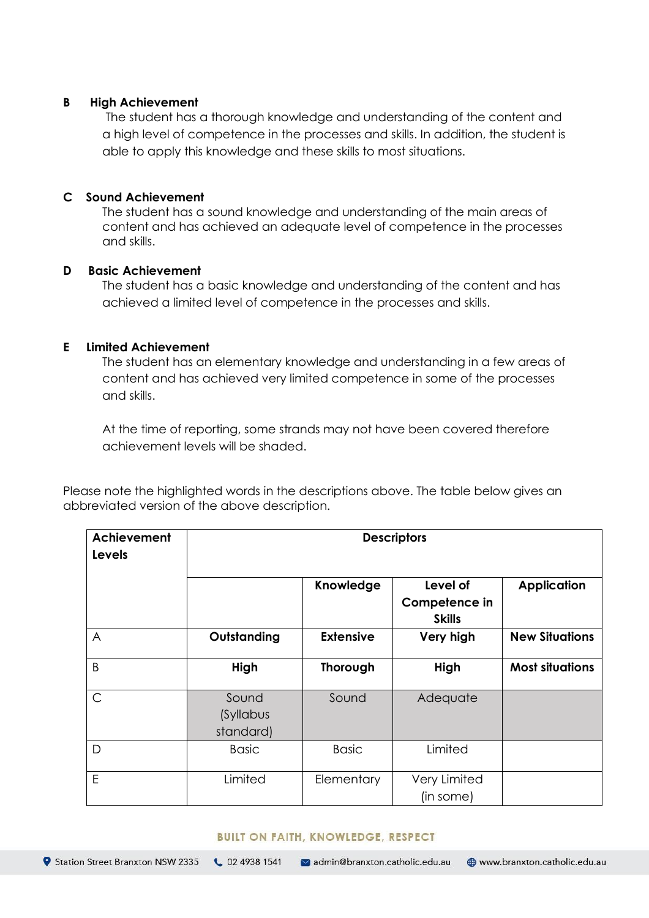**B High Achievement**

The student has a thorough knowledge and understanding of the content and a high level of competence in the processes and skills. In addition, the student is able to apply this knowledge and these skills to most situations.

**C Sound Achievement**

The student has a sound knowledge and understanding of the main areas of content and has achieved an adequate level of competence in the processes and skills.

**D Basic Achievement**

The student has a basic knowledge and understanding of the content and has achieved a limited level of competence in the processes and skills.

**E Limited Achievement**

The student has an elementary knowledge and understanding in a few areas of content and has achieved very limited competence in some of the processes and skills.

At the time of reporting, some strands may not have been covered therefore achievement levels will be shaded.

Please note the highlighted words in the descriptions above. The table below gives an abbreviated version of the above description.

| **Achievement Levels** | **Descriptors** | | | |
|---|---|---|---|---|
| | | **Knowledge** | **Level of Competence in Skills** | **Application** |
| A | **Outstanding** | **Extensive** | **Very high** | **New Situations** |
| B | **High** | **Thorough** | **High** | **Most situations** |
| C | Sound (Syllabus standard) | Sound | Adequate | |
| D | Basic | Basic | Limited | |
| E | Limited | Elementary | Very Limited (in some) | |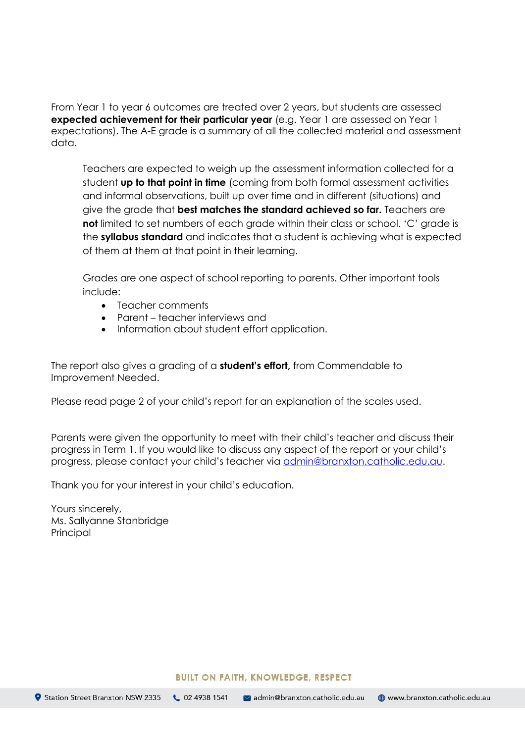From Year 1 to year 6 outcomes are treated over 2 years, but students are assessed **expected achievement for their particular year** (e.g. Year 1 are assessed on Year 1 expectations). The A-E grade is a summary of all the collected material and assessment data.

> Teachers are expected to weigh up the assessment information collected for a student **up to that point in time** (coming from both formal assessment activities and informal observations, built up over time and in different (situations) and give the grade that **best matches the standard achieved so far.** Teachers are **not** limited to set numbers of each grade within their class or school. 'C' grade is the **syllabus standard** and indicates that a student is achieving what is expected of them at them at that point in their learning.
>
> Grades are one aspect of school reporting to parents. Other important tools include:
>
> - Teacher comments
> - Parent – teacher interviews and
> - Information about student effort application.

The report also gives a grading of a **student's effort,** from Commendable to Improvement Needed.

Please read page 2 of your child's report for an explanation of the scales used.

Parents were given the opportunity to meet with their child's teacher and discuss their progress in Term 1. If you would like to discuss any aspect of the report or your child's progress, please contact your child's teacher via [admin@branxton.catholic.edu.au](mailto:admin@branxton.catholic.edu.au).

Thank you for your interest in your child's education.

Yours sincerely,
Ms. Sallyanne Stanbridge
Principal